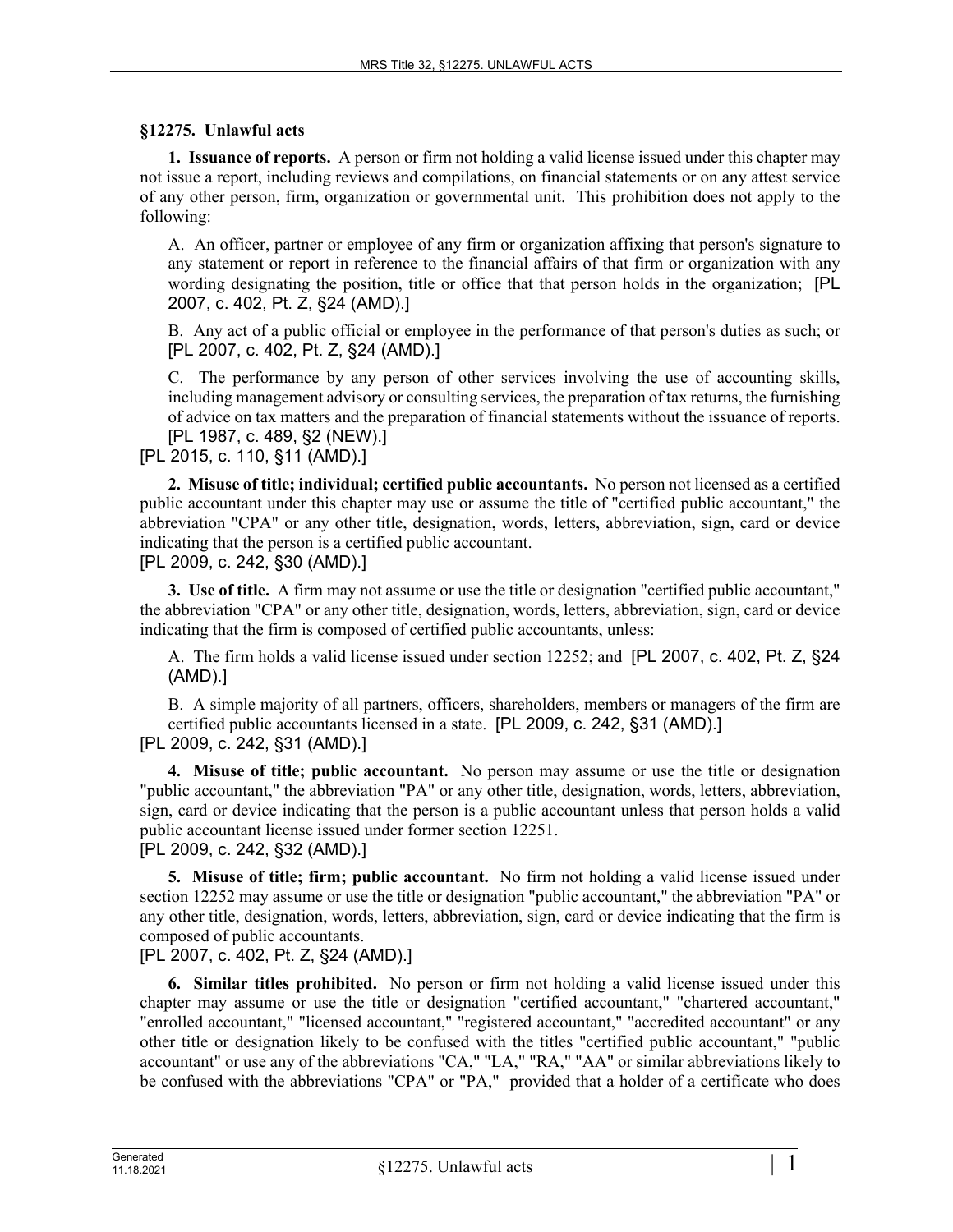## §12275. Unlawful acts

**1. Issuance of reports.** A person or firm not holding a valid license issued under this chapter may not issue a report, including reviews and compilations, on financial statements or on any attest service of any other person, firm, organization or governmental unit. This prohibition does not apply to the following:

A. An officer, partner or employee of any firm or organization affixing that person's signature to any statement or report in reference to the financial affairs of that firm or organization with any wording designating the position, title or office that that person holds in the organization; [PL 2007, c. 402, Pt. Z, §24 (AMD).]

B. Any act of a public official or employee in the performance of that person's duties as such; or [PL 2007, c. 402, Pt. Z, §24 (AMD).]

C. The performance by any person of other services involving the use of accounting skills, including management advisory or consulting services, the preparation of tax returns, the furnishing of advice on tax matters and the preparation of financial statements without the issuance of reports. [PL 1987, c. 489, §2 (NEW).]

[PL 2015, c. 110, §11 (AMD).]

**2. Misuse of title; individual; certified public accountants.** No person not licensed as a certified public accountant under this chapter may use or assume the title of "certified public accountant," the abbreviation "CPA" or any other title, designation, words, letters, abbreviation, sign, card or device indicating that the person is a certified public accountant.

[PL 2009, c. 242, §30 (AMD).]

**3. Use of title.** A firm may not assume or use the title or designation "certified public accountant," the abbreviation "CPA" or any other title, designation, words, letters, abbreviation, sign, card or device indicating that the firm is composed of certified public accountants, unless:

A. The firm holds a valid license issued under section 12252; and [PL 2007, c. 402, Pt. Z, §24 (AMD).]

B. A simple majority of all partners, officers, shareholders, members or managers of the firm are certified public accountants licensed in a state. [PL 2009, c. 242, §31 (AMD).]

[PL 2009, c. 242, §31 (AMD).]

**4. Misuse of title; public accountant.** No person may assume or use the title or designation "public accountant," the abbreviation "PA" or any other title, designation, words, letters, abbreviation, sign, card or device indicating that the person is a public accountant unless that person holds a valid public accountant license issued under former section 12251.

[PL 2009, c. 242, §32 (AMD).]

**5. Misuse of title; firm; public accountant.** No firm not holding a valid license issued under section 12252 may assume or use the title or designation "public accountant," the abbreviation "PA" or any other title, designation, words, letters, abbreviation, sign, card or device indicating that the firm is composed of public accountants.

[PL 2007, c. 402, Pt. Z, §24 (AMD).]

**6. Similar titles prohibited.** No person or firm not holding a valid license issued under this chapter may assume or use the title or designation "certified accountant," "chartered accountant," "enrolled accountant," "licensed accountant," "registered accountant," "accredited accountant" or any other title or designation likely to be confused with the titles "certified public accountant," "public accountant" or use any of the abbreviations "CA," "LA," "RA," "AA" or similar abbreviations likely to be confused with the abbreviations "CPA" or "PA," provided that a holder of a certificate who does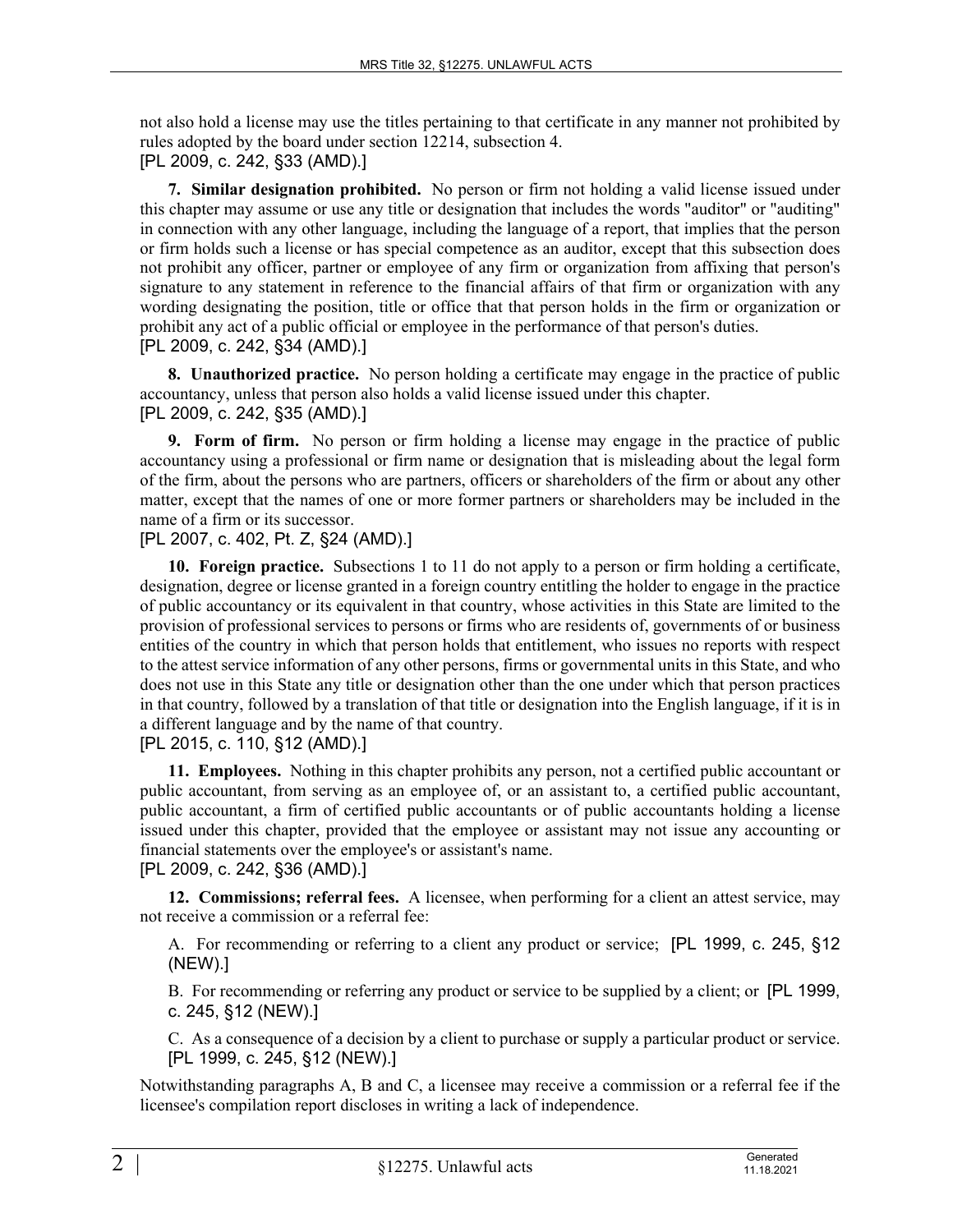not also hold a license may use the titles pertaining to that certificate in any manner not prohibited by rules adopted by the board under section 12214, subsection 4.
[PL 2009, c. 242, §33 (AMD).]

**7. Similar designation prohibited.** No person or firm not holding a valid license issued under this chapter may assume or use any title or designation that includes the words "auditor" or "auditing" in connection with any other language, including the language of a report, that implies that the person or firm holds such a license or has special competence as an auditor, except that this subsection does not prohibit any officer, partner or employee of any firm or organization from affixing that person's signature to any statement in reference to the financial affairs of that firm or organization with any wording designating the position, title or office that that person holds in the firm or organization or prohibit any act of a public official or employee in the performance of that person's duties.
[PL 2009, c. 242, §34 (AMD).]

**8. Unauthorized practice.** No person holding a certificate may engage in the practice of public accountancy, unless that person also holds a valid license issued under this chapter.
[PL 2009, c. 242, §35 (AMD).]

**9. Form of firm.** No person or firm holding a license may engage in the practice of public accountancy using a professional or firm name or designation that is misleading about the legal form of the firm, about the persons who are partners, officers or shareholders of the firm or about any other matter, except that the names of one or more former partners or shareholders may be included in the name of a firm or its successor.
[PL 2007, c. 402, Pt. Z, §24 (AMD).]

**10. Foreign practice.** Subsections 1 to 11 do not apply to a person or firm holding a certificate, designation, degree or license granted in a foreign country entitling the holder to engage in the practice of public accountancy or its equivalent in that country, whose activities in this State are limited to the provision of professional services to persons or firms who are residents of, governments of or business entities of the country in which that person holds that entitlement, who issues no reports with respect to the attest service information of any other persons, firms or governmental units in this State, and who does not use in this State any title or designation other than the one under which that person practices in that country, followed by a translation of that title or designation into the English language, if it is in a different language and by the name of that country.
[PL 2015, c. 110, §12 (AMD).]

**11. Employees.** Nothing in this chapter prohibits any person, not a certified public accountant or public accountant, from serving as an employee of, or an assistant to, a certified public accountant, public accountant, a firm of certified public accountants or of public accountants holding a license issued under this chapter, provided that the employee or assistant may not issue any accounting or financial statements over the employee's or assistant's name.
[PL 2009, c. 242, §36 (AMD).]

**12. Commissions; referral fees.** A licensee, when performing for a client an attest service, may not receive a commission or a referral fee:

A. For recommending or referring to a client any product or service; [PL 1999, c. 245, §12 (NEW).]

B. For recommending or referring any product or service to be supplied by a client; or [PL 1999, c. 245, §12 (NEW).]

C. As a consequence of a decision by a client to purchase or supply a particular product or service. [PL 1999, c. 245, §12 (NEW).]

Notwithstanding paragraphs A, B and C, a licensee may receive a commission or a referral fee if the licensee's compilation report discloses in writing a lack of independence.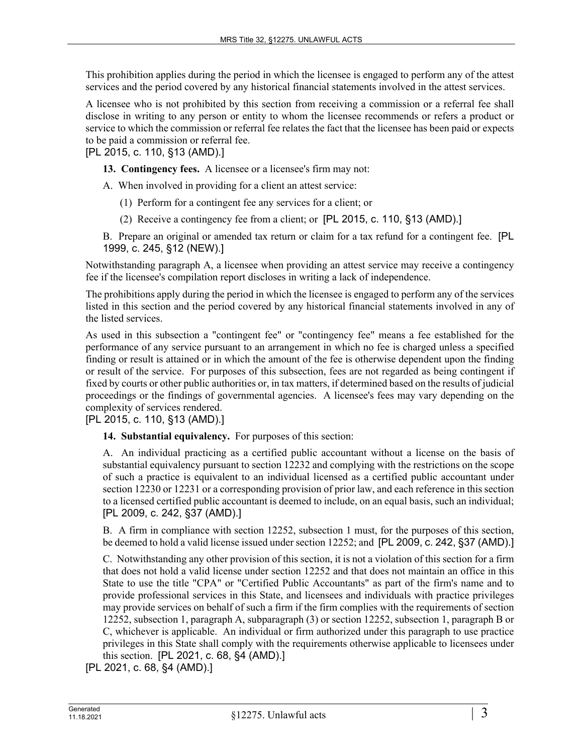This prohibition applies during the period in which the licensee is engaged to perform any of the attest services and the period covered by any historical financial statements involved in the attest services.

A licensee who is not prohibited by this section from receiving a commission or a referral fee shall disclose in writing to any person or entity to whom the licensee recommends or refers a product or service to which the commission or referral fee relates the fact that the licensee has been paid or expects to be paid a commission or referral fee.

[PL 2015, c. 110, §13 (AMD).]

**13. Contingency fees.** A licensee or a licensee's firm may not:

A. When involved in providing for a client an attest service:

(1) Perform for a contingent fee any services for a client; or

(2) Receive a contingency fee from a client; or [PL 2015, c. 110, §13 (AMD).]

B. Prepare an original or amended tax return or claim for a tax refund for a contingent fee. [PL 1999, c. 245, §12 (NEW).]

Notwithstanding paragraph A, a licensee when providing an attest service may receive a contingency fee if the licensee's compilation report discloses in writing a lack of independence.

The prohibitions apply during the period in which the licensee is engaged to perform any of the services listed in this section and the period covered by any historical financial statements involved in any of the listed services.

As used in this subsection a "contingent fee" or "contingency fee" means a fee established for the performance of any service pursuant to an arrangement in which no fee is charged unless a specified finding or result is attained or in which the amount of the fee is otherwise dependent upon the finding or result of the service. For purposes of this subsection, fees are not regarded as being contingent if fixed by courts or other public authorities or, in tax matters, if determined based on the results of judicial proceedings or the findings of governmental agencies. A licensee's fees may vary depending on the complexity of services rendered.

[PL 2015, c. 110, §13 (AMD).]

**14. Substantial equivalency.** For purposes of this section:

A. An individual practicing as a certified public accountant without a license on the basis of substantial equivalency pursuant to section 12232 and complying with the restrictions on the scope of such a practice is equivalent to an individual licensed as a certified public accountant under section 12230 or 12231 or a corresponding provision of prior law, and each reference in this section to a licensed certified public accountant is deemed to include, on an equal basis, such an individual; [PL 2009, c. 242, §37 (AMD).]

B. A firm in compliance with section 12252, subsection 1 must, for the purposes of this section, be deemed to hold a valid license issued under section 12252; and [PL 2009, c. 242, §37 (AMD).]

C. Notwithstanding any other provision of this section, it is not a violation of this section for a firm that does not hold a valid license under section 12252 and that does not maintain an office in this State to use the title "CPA" or "Certified Public Accountants" as part of the firm's name and to provide professional services in this State, and licensees and individuals with practice privileges may provide services on behalf of such a firm if the firm complies with the requirements of section 12252, subsection 1, paragraph A, subparagraph (3) or section 12252, subsection 1, paragraph B or C, whichever is applicable. An individual or firm authorized under this paragraph to use practice privileges in this State shall comply with the requirements otherwise applicable to licensees under this section. [PL 2021, c. 68, §4 (AMD).]

[PL 2021, c. 68, §4 (AMD).]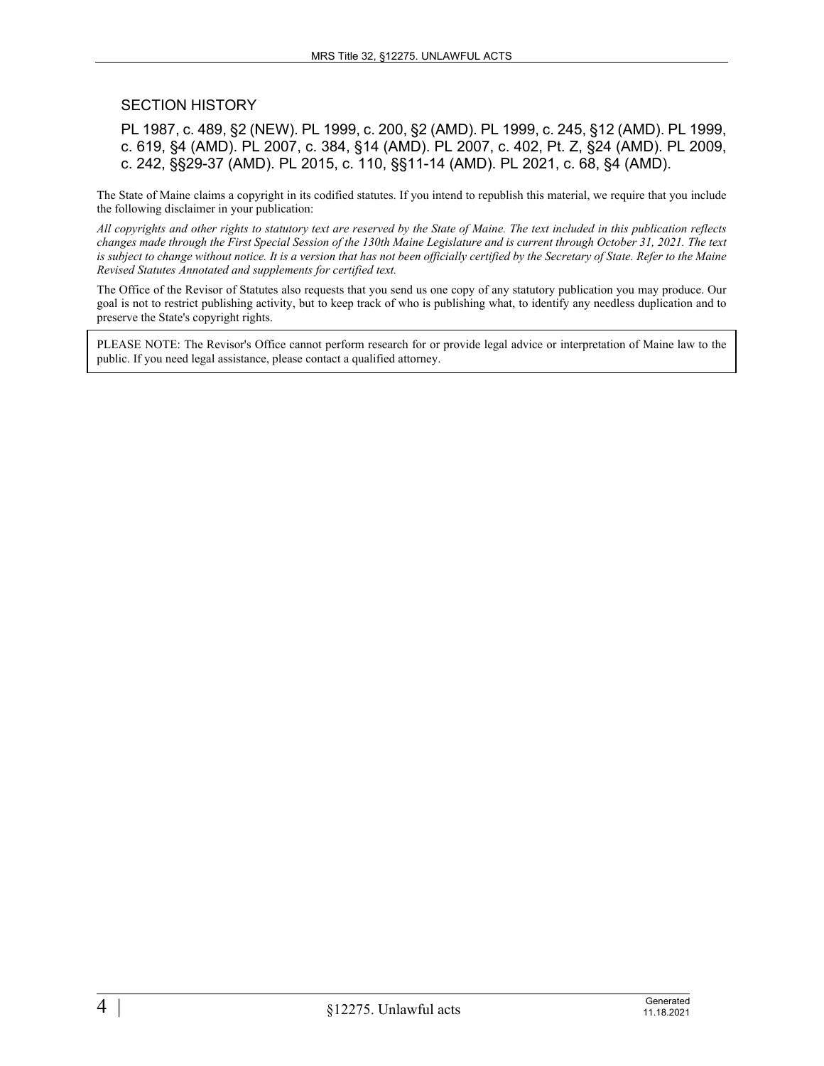## SECTION HISTORY

PL 1987, c. 489, §2 (NEW). PL 1999, c. 200, §2 (AMD). PL 1999, c. 245, §12 (AMD). PL 1999, c. 619, §4 (AMD). PL 2007, c. 384, §14 (AMD). PL 2007, c. 402, Pt. Z, §24 (AMD). PL 2009, c. 242, §§29-37 (AMD). PL 2015, c. 110, §§11-14 (AMD). PL 2021, c. 68, §4 (AMD).

The State of Maine claims a copyright in its codified statutes. If you intend to republish this material, we require that you include the following disclaimer in your publication:

*All copyrights and other rights to statutory text are reserved by the State of Maine. The text included in this publication reflects changes made through the First Special Session of the 130th Maine Legislature and is current through October 31, 2021. The text is subject to change without notice. It is a version that has not been officially certified by the Secretary of State. Refer to the Maine Revised Statutes Annotated and supplements for certified text.*

The Office of the Revisor of Statutes also requests that you send us one copy of any statutory publication you may produce. Our goal is not to restrict publishing activity, but to keep track of who is publishing what, to identify any needless duplication and to preserve the State's copyright rights.

PLEASE NOTE: The Revisor's Office cannot perform research for or provide legal advice or interpretation of Maine law to the public. If you need legal assistance, please contact a qualified attorney.